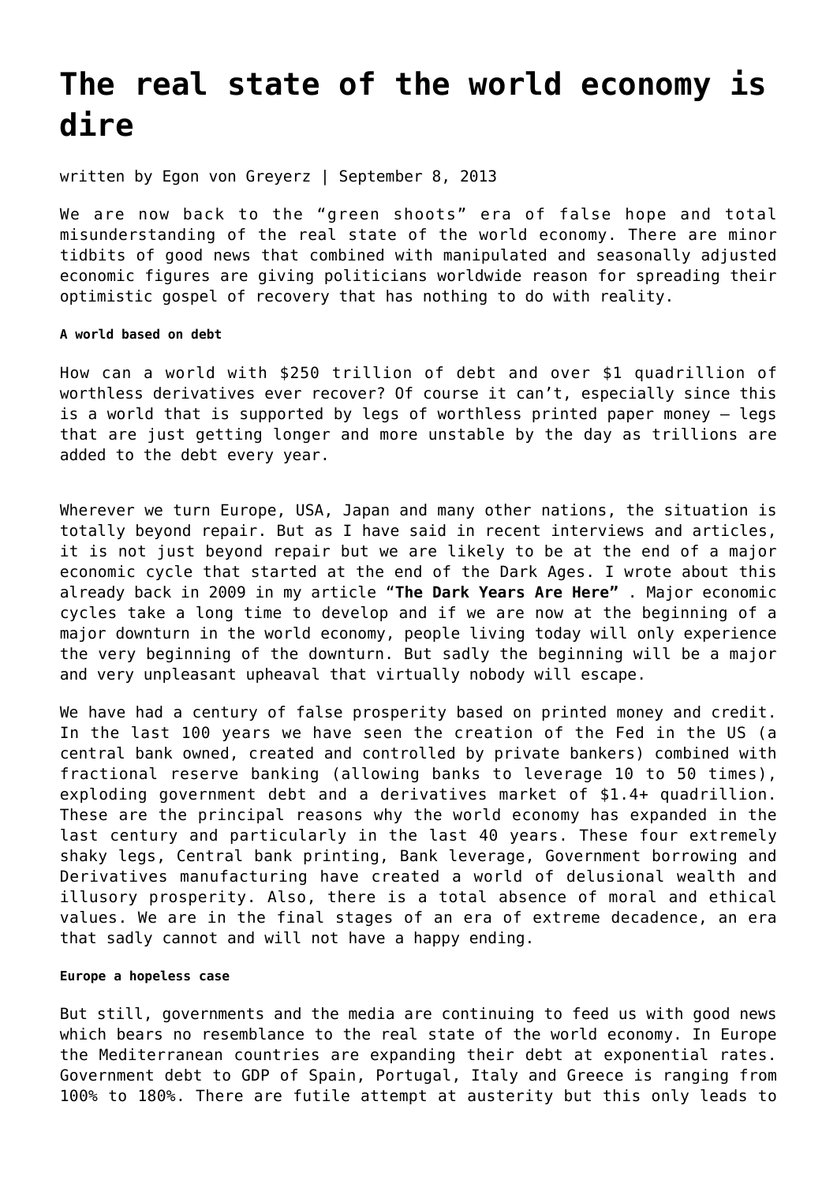# The real state of the world economy is dire

written by Egon von Greyerz | September 8, 2013

We are now back to the "green shoots" era of false hope and total misunderstanding of the real state of the world economy. There are minor tidbits of good news that combined with manipulated and seasonally adjusted economic figures are giving politicians worldwide reason for spreading their optimistic gospel of recovery that has nothing to do with reality.

##### A world based on debt

How can a world with $250 trillion of debt and over $1 quadrillion of worthless derivatives ever recover? Of course it can't, especially since this is a world that is supported by legs of worthless printed paper money – legs that are just getting longer and more unstable by the day as trillions are added to the debt every year.

Wherever we turn Europe, USA, Japan and many other nations, the situation is totally beyond repair. But as I have said in recent interviews and articles, it is not just beyond repair but we are likely to be at the end of a major economic cycle that started at the end of the Dark Ages. I wrote about this already back in 2009 in my article "**The Dark Years Are Here**" . Major economic cycles take a long time to develop and if we are now at the beginning of a major downturn in the world economy, people living today will only experience the very beginning of the downturn. But sadly the beginning will be a major and very unpleasant upheaval that virtually nobody will escape.

We have had a century of false prosperity based on printed money and credit. In the last 100 years we have seen the creation of the Fed in the US (a central bank owned, created and controlled by private bankers) combined with fractional reserve banking (allowing banks to leverage 10 to 50 times), exploding government debt and a derivatives market of $1.4+ quadrillion. These are the principal reasons why the world economy has expanded in the last century and particularly in the last 40 years. These four extremely shaky legs, Central bank printing, Bank leverage, Government borrowing and Derivatives manufacturing have created a world of delusional wealth and illusory prosperity. Also, there is a total absence of moral and ethical values. We are in the final stages of an era of extreme decadence, an era that sadly cannot and will not have a happy ending.

##### Europe a hopeless case

But still, governments and the media are continuing to feed us with good news which bears no resemblance to the real state of the world economy. In Europe the Mediterranean countries are expanding their debt at exponential rates. Government debt to GDP of Spain, Portugal, Italy and Greece is ranging from 100% to 180%. There are futile attempt at austerity but this only leads to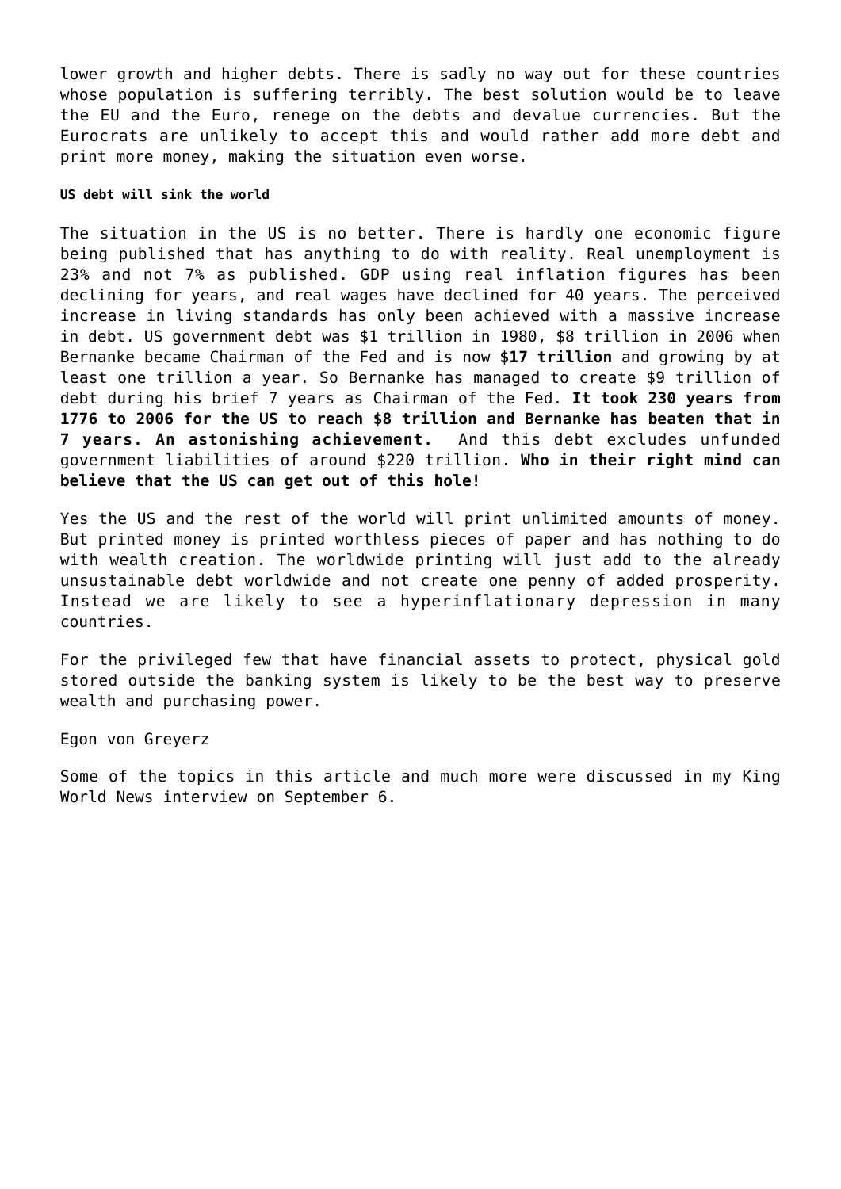lower growth and higher debts. There is sadly no way out for these countries whose population is suffering terribly. The best solution would be to leave the EU and the Euro, renege on the debts and devalue currencies. But the Eurocrats are unlikely to accept this and would rather add more debt and print more money, making the situation even worse.

#### US debt will sink the world

The situation in the US is no better. There is hardly one economic figure being published that has anything to do with reality. Real unemployment is 23% and not 7% as published. GDP using real inflation figures has been declining for years, and real wages have declined for 40 years. The perceived increase in living standards has only been achieved with a massive increase in debt. US government debt was $1 trillion in 1980, $8 trillion in 2006 when Bernanke became Chairman of the Fed and is now **$17 trillion** and growing by at least one trillion a year. So Bernanke has managed to create $9 trillion of debt during his brief 7 years as Chairman of the Fed. **It took 230 years from 1776 to 2006 for the US to reach $8 trillion and Bernanke has beaten that in 7 years. An astonishing achievement.** And this debt excludes unfunded government liabilities of around $220 trillion. **Who in their right mind can believe that the US can get out of this hole!**

Yes the US and the rest of the world will print unlimited amounts of money. But printed money is printed worthless pieces of paper and has nothing to do with wealth creation. The worldwide printing will just add to the already unsustainable debt worldwide and not create one penny of added prosperity. Instead we are likely to see a hyperinflationary depression in many countries.

For the privileged few that have financial assets to protect, physical gold stored outside the banking system is likely to be the best way to preserve wealth and purchasing power.

Egon von Greyerz

Some of the topics in this article and much more were discussed in my King World News interview on September 6.